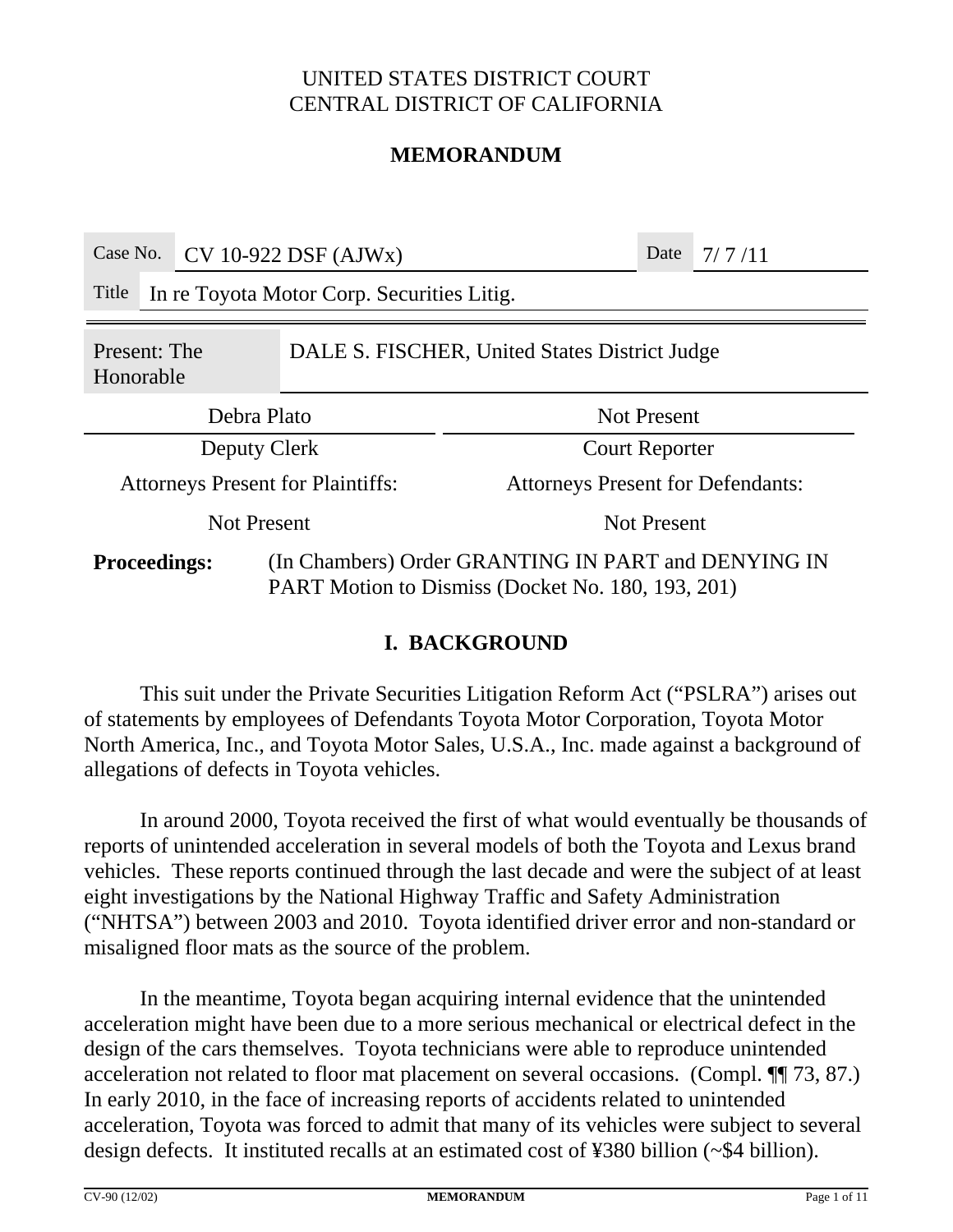UNITED STATES DISTRICT COURT
CENTRAL DISTRICT OF CALIFORNIA

**MEMORANDUM**

| Case No. | CV 10-922 DSF (AJWx) | Date | 7/ 7 /11 |
|---|---|---|---|
| Title | In re Toyota Motor Corp. Securities Litig. | | |

| Present: The Honorable | DALE S. FISCHER, United States District Judge |
|---|---|

| Debra Plato | Not Present |
|---|---|
| Deputy Clerk | Court Reporter |
| Attorneys Present for Plaintiffs: | Attorneys Present for Defendants: |
| Not Present | Not Present |

**Proceedings:** (In Chambers) Order GRANTING IN PART and DENYING IN PART Motion to Dismiss (Docket No. 180, 193, 201)

## I. BACKGROUND

This suit under the Private Securities Litigation Reform Act ("PSLRA") arises out of statements by employees of Defendants Toyota Motor Corporation, Toyota Motor North America, Inc., and Toyota Motor Sales, U.S.A., Inc. made against a background of allegations of defects in Toyota vehicles.

In around 2000, Toyota received the first of what would eventually be thousands of reports of unintended acceleration in several models of both the Toyota and Lexus brand vehicles. These reports continued through the last decade and were the subject of at least eight investigations by the National Highway Traffic and Safety Administration ("NHTSA") between 2003 and 2010. Toyota identified driver error and non-standard or misaligned floor mats as the source of the problem.

In the meantime, Toyota began acquiring internal evidence that the unintended acceleration might have been due to a more serious mechanical or electrical defect in the design of the cars themselves. Toyota technicians were able to reproduce unintended acceleration not related to floor mat placement on several occasions. (Compl. ¶¶ 73, 87.) In early 2010, in the face of increasing reports of accidents related to unintended acceleration, Toyota was forced to admit that many of its vehicles were subject to several design defects. It instituted recalls at an estimated cost of ¥380 billion (~$4 billion).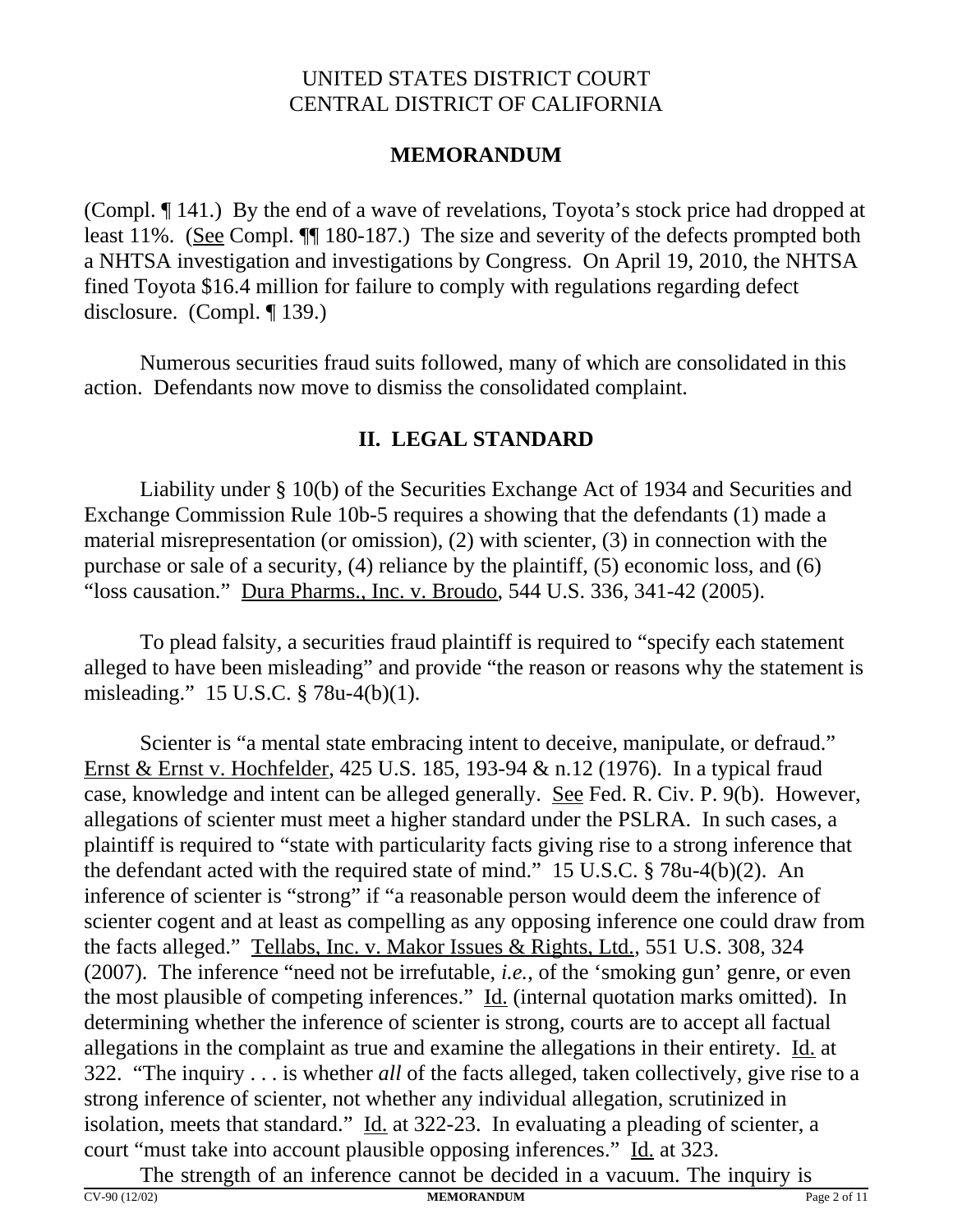(Compl. ¶ 141.) By the end of a wave of revelations, Toyota's stock price had dropped at least 11%. (See Compl. ¶¶ 180-187.) The size and severity of the defects prompted both a NHTSA investigation and investigations by Congress. On April 19, 2010, the NHTSA fined Toyota $16.4 million for failure to comply with regulations regarding defect disclosure. (Compl. ¶ 139.)

Numerous securities fraud suits followed, many of which are consolidated in this action. Defendants now move to dismiss the consolidated complaint.

## II. LEGAL STANDARD

Liability under § 10(b) of the Securities Exchange Act of 1934 and Securities and Exchange Commission Rule 10b-5 requires a showing that the defendants (1) made a material misrepresentation (or omission), (2) with scienter, (3) in connection with the purchase or sale of a security, (4) reliance by the plaintiff, (5) economic loss, and (6) "loss causation." Dura Pharms., Inc. v. Broudo, 544 U.S. 336, 341-42 (2005).

To plead falsity, a securities fraud plaintiff is required to "specify each statement alleged to have been misleading" and provide "the reason or reasons why the statement is misleading." 15 U.S.C. § 78u-4(b)(1).

Scienter is "a mental state embracing intent to deceive, manipulate, or defraud." Ernst & Ernst v. Hochfelder, 425 U.S. 185, 193-94 & n.12 (1976). In a typical fraud case, knowledge and intent can be alleged generally. See Fed. R. Civ. P. 9(b). However, allegations of scienter must meet a higher standard under the PSLRA. In such cases, a plaintiff is required to "state with particularity facts giving rise to a strong inference that the defendant acted with the required state of mind." 15 U.S.C. § 78u-4(b)(2). An inference of scienter is "strong" if "a reasonable person would deem the inference of scienter cogent and at least as compelling as any opposing inference one could draw from the facts alleged." Tellabs, Inc. v. Makor Issues & Rights, Ltd., 551 U.S. 308, 324 (2007). The inference "need not be irrefutable, *i.e.*, of the 'smoking gun' genre, or even the most plausible of competing inferences." Id. (internal quotation marks omitted). In determining whether the inference of scienter is strong, courts are to accept all factual allegations in the complaint as true and examine the allegations in their entirety. Id. at 322. "The inquiry . . . is whether *all* of the facts alleged, taken collectively, give rise to a strong inference of scienter, not whether any individual allegation, scrutinized in isolation, meets that standard." Id. at 322-23. In evaluating a pleading of scienter, a court "must take into account plausible opposing inferences." Id. at 323.

The strength of an inference cannot be decided in a vacuum. The inquiry is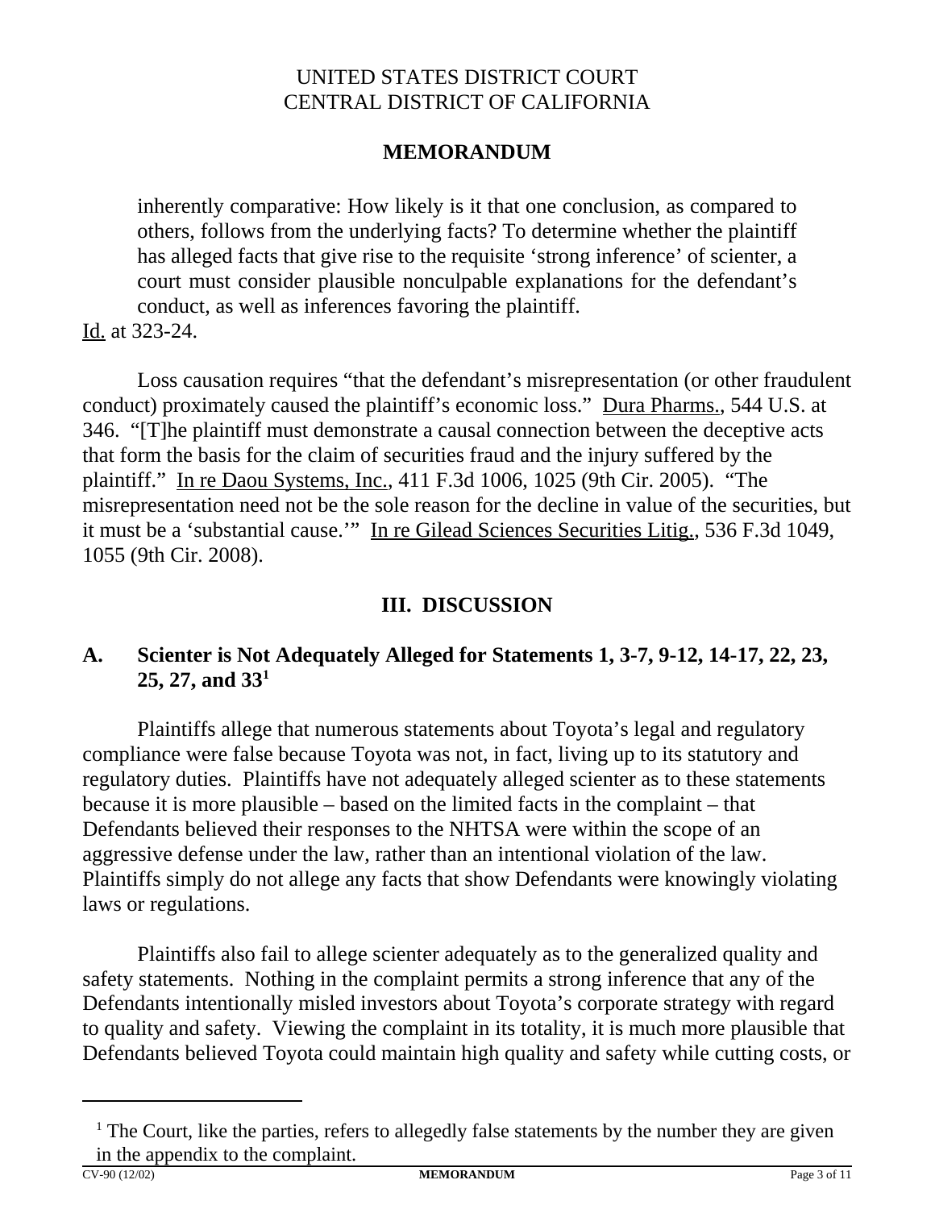> inherently comparative: How likely is it that one conclusion, as compared to others, follows from the underlying facts? To determine whether the plaintiff has alleged facts that give rise to the requisite 'strong inference' of scienter, a court must consider plausible nonculpable explanations for the defendant's conduct, as well as inferences favoring the plaintiff.

Id. at 323-24.

Loss causation requires "that the defendant's misrepresentation (or other fraudulent conduct) proximately caused the plaintiff's economic loss." Dura Pharms., 544 U.S. at 346. "[T]he plaintiff must demonstrate a causal connection between the deceptive acts that form the basis for the claim of securities fraud and the injury suffered by the plaintiff." In re Daou Systems, Inc., 411 F.3d 1006, 1025 (9th Cir. 2005). "The misrepresentation need not be the sole reason for the decline in value of the securities, but it must be a 'substantial cause.'" In re Gilead Sciences Securities Litig., 536 F.3d 1049, 1055 (9th Cir. 2008).

## III. DISCUSSION

### A. Scienter is Not Adequately Alleged for Statements 1, 3-7, 9-12, 14-17, 22, 23, 25, 27, and 33[1]

Plaintiffs allege that numerous statements about Toyota's legal and regulatory compliance were false because Toyota was not, in fact, living up to its statutory and regulatory duties. Plaintiffs have not adequately alleged scienter as to these statements because it is more plausible – based on the limited facts in the complaint – that Defendants believed their responses to the NHTSA were within the scope of an aggressive defense under the law, rather than an intentional violation of the law. Plaintiffs simply do not allege any facts that show Defendants were knowingly violating laws or regulations.

Plaintiffs also fail to allege scienter adequately as to the generalized quality and safety statements. Nothing in the complaint permits a strong inference that any of the Defendants intentionally misled investors about Toyota's corporate strategy with regard to quality and safety. Viewing the complaint in its totality, it is much more plausible that Defendants believed Toyota could maintain high quality and safety while cutting costs, or

---

[1] The Court, like the parties, refers to allegedly false statements by the number they are given in the appendix to the complaint.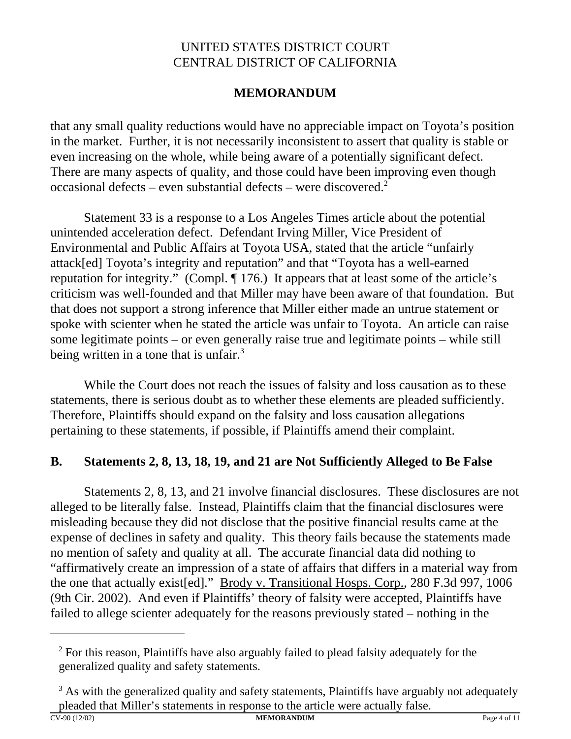that any small quality reductions would have no appreciable impact on Toyota's position in the market. Further, it is not necessarily inconsistent to assert that quality is stable or even increasing on the whole, while being aware of a potentially significant defect. There are many aspects of quality, and those could have been improving even though occasional defects – even substantial defects – were discovered.[2]

Statement 33 is a response to a Los Angeles Times article about the potential unintended acceleration defect. Defendant Irving Miller, Vice President of Environmental and Public Affairs at Toyota USA, stated that the article "unfairly attack[ed] Toyota's integrity and reputation" and that "Toyota has a well-earned reputation for integrity." (Compl. ¶ 176.) It appears that at least some of the article's criticism was well-founded and that Miller may have been aware of that foundation. But that does not support a strong inference that Miller either made an untrue statement or spoke with scienter when he stated the article was unfair to Toyota. An article can raise some legitimate points – or even generally raise true and legitimate points – while still being written in a tone that is unfair.[3]

While the Court does not reach the issues of falsity and loss causation as to these statements, there is serious doubt as to whether these elements are pleaded sufficiently. Therefore, Plaintiffs should expand on the falsity and loss causation allegations pertaining to these statements, if possible, if Plaintiffs amend their complaint.

## B. Statements 2, 8, 13, 18, 19, and 21 are Not Sufficiently Alleged to Be False

Statements 2, 8, 13, and 21 involve financial disclosures. These disclosures are not alleged to be literally false. Instead, Plaintiffs claim that the financial disclosures were misleading because they did not disclose that the positive financial results came at the expense of declines in safety and quality. This theory fails because the statements made no mention of safety and quality at all. The accurate financial data did nothing to "affirmatively create an impression of a state of affairs that differs in a material way from the one that actually exist[ed]." Brody v. Transitional Hosps. Corp., 280 F.3d 997, 1006 (9th Cir. 2002). And even if Plaintiffs' theory of falsity were accepted, Plaintiffs have failed to allege scienter adequately for the reasons previously stated – nothing in the

---

[2] For this reason, Plaintiffs have also arguably failed to plead falsity adequately for the generalized quality and safety statements.

[3] As with the generalized quality and safety statements, Plaintiffs have arguably not adequately pleaded that Miller's statements in response to the article were actually false.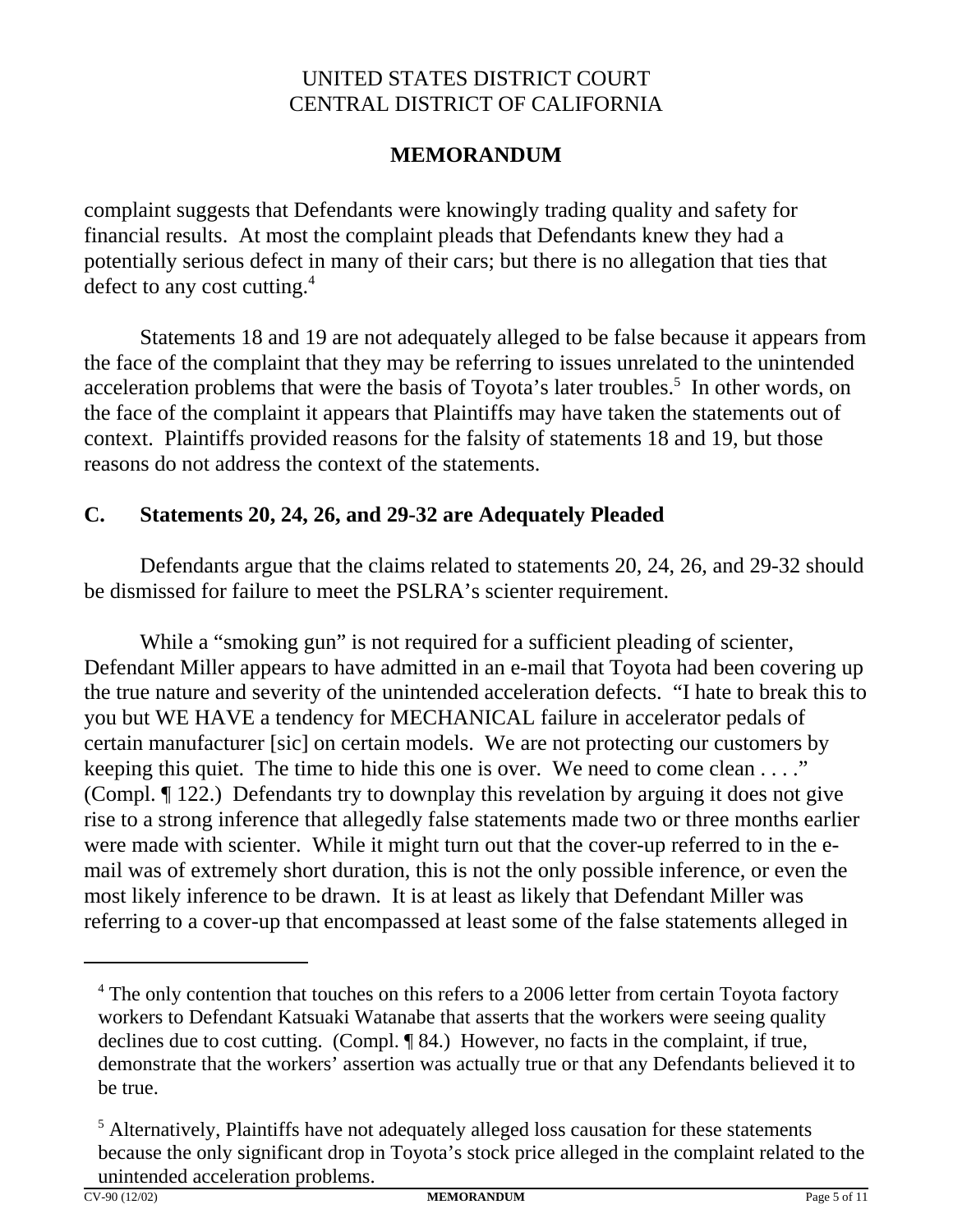complaint suggests that Defendants were knowingly trading quality and safety for financial results. At most the complaint pleads that Defendants knew they had a potentially serious defect in many of their cars; but there is no allegation that ties that defect to any cost cutting.[4]

Statements 18 and 19 are not adequately alleged to be false because it appears from the face of the complaint that they may be referring to issues unrelated to the unintended acceleration problems that were the basis of Toyota's later troubles.[5] In other words, on the face of the complaint it appears that Plaintiffs may have taken the statements out of context. Plaintiffs provided reasons for the falsity of statements 18 and 19, but those reasons do not address the context of the statements.

## C. Statements 20, 24, 26, and 29-32 are Adequately Pleaded

Defendants argue that the claims related to statements 20, 24, 26, and 29-32 should be dismissed for failure to meet the PSLRA's scienter requirement.

While a "smoking gun" is not required for a sufficient pleading of scienter, Defendant Miller appears to have admitted in an e-mail that Toyota had been covering up the true nature and severity of the unintended acceleration defects. "I hate to break this to you but WE HAVE a tendency for MECHANICAL failure in accelerator pedals of certain manufacturer [sic] on certain models. We are not protecting our customers by keeping this quiet. The time to hide this one is over. We need to come clean . . . ." (Compl. ¶ 122.) Defendants try to downplay this revelation by arguing it does not give rise to a strong inference that allegedly false statements made two or three months earlier were made with scienter. While it might turn out that the cover-up referred to in the e-mail was of extremely short duration, this is not the only possible inference, or even the most likely inference to be drawn. It is at least as likely that Defendant Miller was referring to a cover-up that encompassed at least some of the false statements alleged in

---

[4] The only contention that touches on this refers to a 2006 letter from certain Toyota factory workers to Defendant Katsuaki Watanabe that asserts that the workers were seeing quality declines due to cost cutting. (Compl. ¶ 84.) However, no facts in the complaint, if true, demonstrate that the workers' assertion was actually true or that any Defendants believed it to be true.

[5] Alternatively, Plaintiffs have not adequately alleged loss causation for these statements because the only significant drop in Toyota's stock price alleged in the complaint related to the unintended acceleration problems.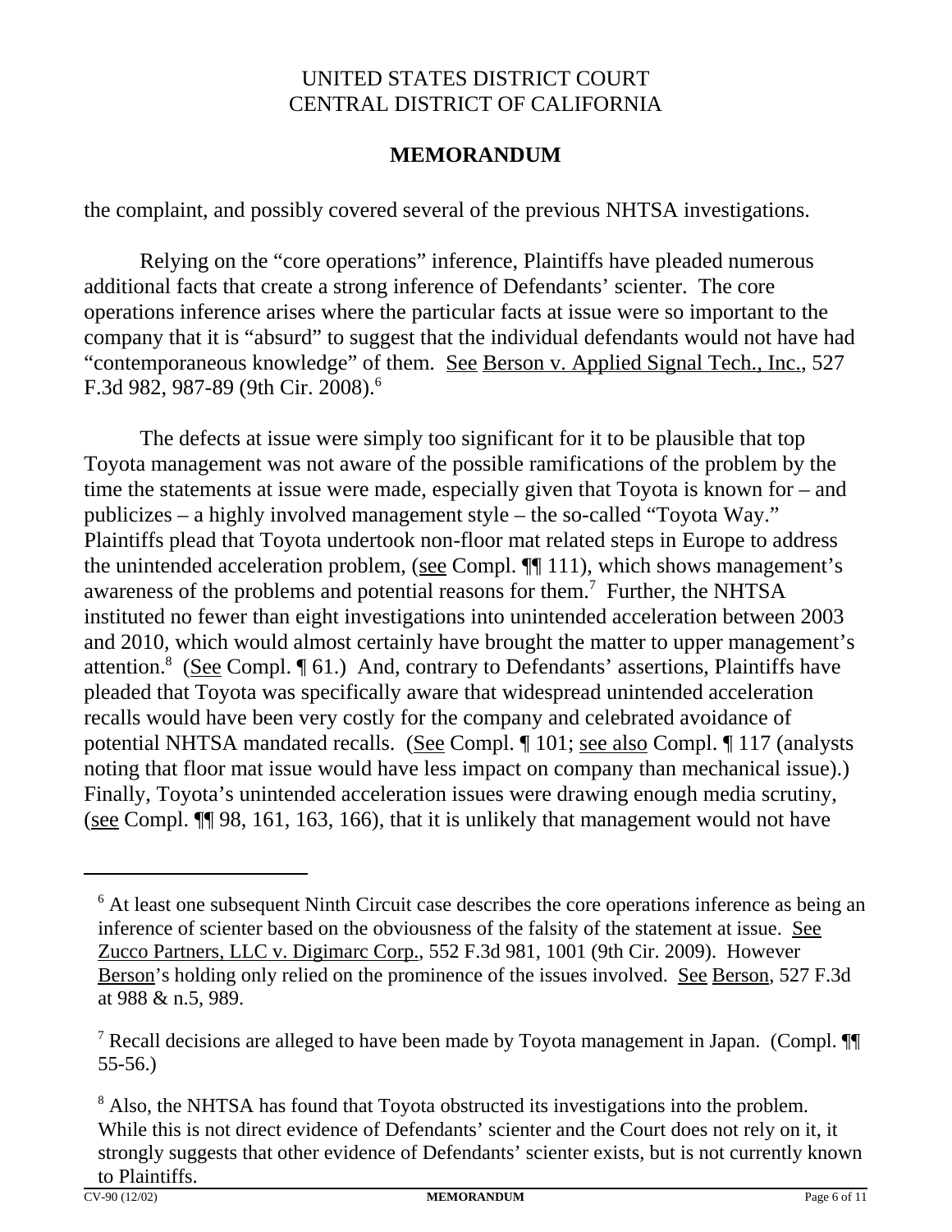the complaint, and possibly covered several of the previous NHTSA investigations.

Relying on the "core operations" inference, Plaintiffs have pleaded numerous additional facts that create a strong inference of Defendants' scienter. The core operations inference arises where the particular facts at issue were so important to the company that it is "absurd" to suggest that the individual defendants would not have had "contemporaneous knowledge" of them. See Berson v. Applied Signal Tech., Inc., 527 F.3d 982, 987-89 (9th Cir. 2008).[6]

The defects at issue were simply too significant for it to be plausible that top Toyota management was not aware of the possible ramifications of the problem by the time the statements at issue were made, especially given that Toyota is known for – and publicizes – a highly involved management style – the so-called "Toyota Way." Plaintiffs plead that Toyota undertook non-floor mat related steps in Europe to address the unintended acceleration problem, (see Compl. ¶¶ 111), which shows management's awareness of the problems and potential reasons for them.[7] Further, the NHTSA instituted no fewer than eight investigations into unintended acceleration between 2003 and 2010, which would almost certainly have brought the matter to upper management's attention.[8] (See Compl. ¶ 61.) And, contrary to Defendants' assertions, Plaintiffs have pleaded that Toyota was specifically aware that widespread unintended acceleration recalls would have been very costly for the company and celebrated avoidance of potential NHTSA mandated recalls. (See Compl. ¶ 101; see also Compl. ¶ 117 (analysts noting that floor mat issue would have less impact on company than mechanical issue).) Finally, Toyota's unintended acceleration issues were drawing enough media scrutiny, (see Compl. ¶¶ 98, 161, 163, 166), that it is unlikely that management would not have

---

[6] At least one subsequent Ninth Circuit case describes the core operations inference as being an inference of scienter based on the obviousness of the falsity of the statement at issue. See Zucco Partners, LLC v. Digimarc Corp., 552 F.3d 981, 1001 (9th Cir. 2009). However Berson's holding only relied on the prominence of the issues involved. See Berson, 527 F.3d at 988 & n.5, 989.

[7] Recall decisions are alleged to have been made by Toyota management in Japan. (Compl. ¶¶ 55-56.)

[8] Also, the NHTSA has found that Toyota obstructed its investigations into the problem. While this is not direct evidence of Defendants' scienter and the Court does not rely on it, it strongly suggests that other evidence of Defendants' scienter exists, but is not currently known to Plaintiffs.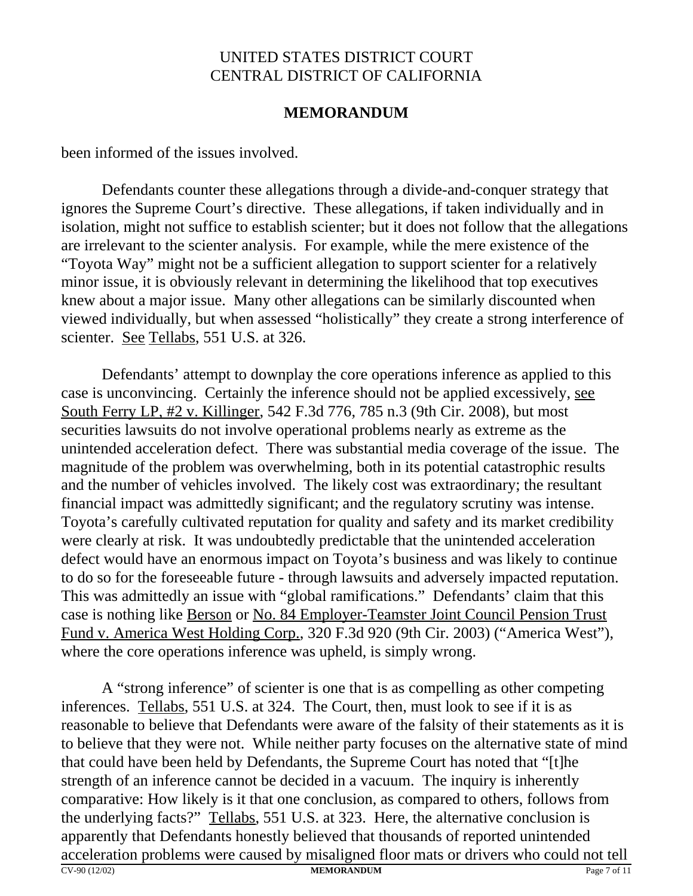been informed of the issues involved.

Defendants counter these allegations through a divide-and-conquer strategy that ignores the Supreme Court's directive. These allegations, if taken individually and in isolation, might not suffice to establish scienter; but it does not follow that the allegations are irrelevant to the scienter analysis. For example, while the mere existence of the "Toyota Way" might not be a sufficient allegation to support scienter for a relatively minor issue, it is obviously relevant in determining the likelihood that top executives knew about a major issue. Many other allegations can be similarly discounted when viewed individually, but when assessed "holistically" they create a strong interference of scienter. See Tellabs, 551 U.S. at 326.

Defendants' attempt to downplay the core operations inference as applied to this case is unconvincing. Certainly the inference should not be applied excessively, see South Ferry LP, #2 v. Killinger, 542 F.3d 776, 785 n.3 (9th Cir. 2008), but most securities lawsuits do not involve operational problems nearly as extreme as the unintended acceleration defect. There was substantial media coverage of the issue. The magnitude of the problem was overwhelming, both in its potential catastrophic results and the number of vehicles involved. The likely cost was extraordinary; the resultant financial impact was admittedly significant; and the regulatory scrutiny was intense. Toyota's carefully cultivated reputation for quality and safety and its market credibility were clearly at risk. It was undoubtedly predictable that the unintended acceleration defect would have an enormous impact on Toyota's business and was likely to continue to do so for the foreseeable future - through lawsuits and adversely impacted reputation. This was admittedly an issue with "global ramifications." Defendants' claim that this case is nothing like Berson or No. 84 Employer-Teamster Joint Council Pension Trust Fund v. America West Holding Corp., 320 F.3d 920 (9th Cir. 2003) ("America West"), where the core operations inference was upheld, is simply wrong.

A "strong inference" of scienter is one that is as compelling as other competing inferences. Tellabs, 551 U.S. at 324. The Court, then, must look to see if it is as reasonable to believe that Defendants were aware of the falsity of their statements as it is to believe that they were not. While neither party focuses on the alternative state of mind that could have been held by Defendants, the Supreme Court has noted that "[t]he strength of an inference cannot be decided in a vacuum. The inquiry is inherently comparative: How likely is it that one conclusion, as compared to others, follows from the underlying facts?" Tellabs, 551 U.S. at 323. Here, the alternative conclusion is apparently that Defendants honestly believed that thousands of reported unintended acceleration problems were caused by misaligned floor mats or drivers who could not tell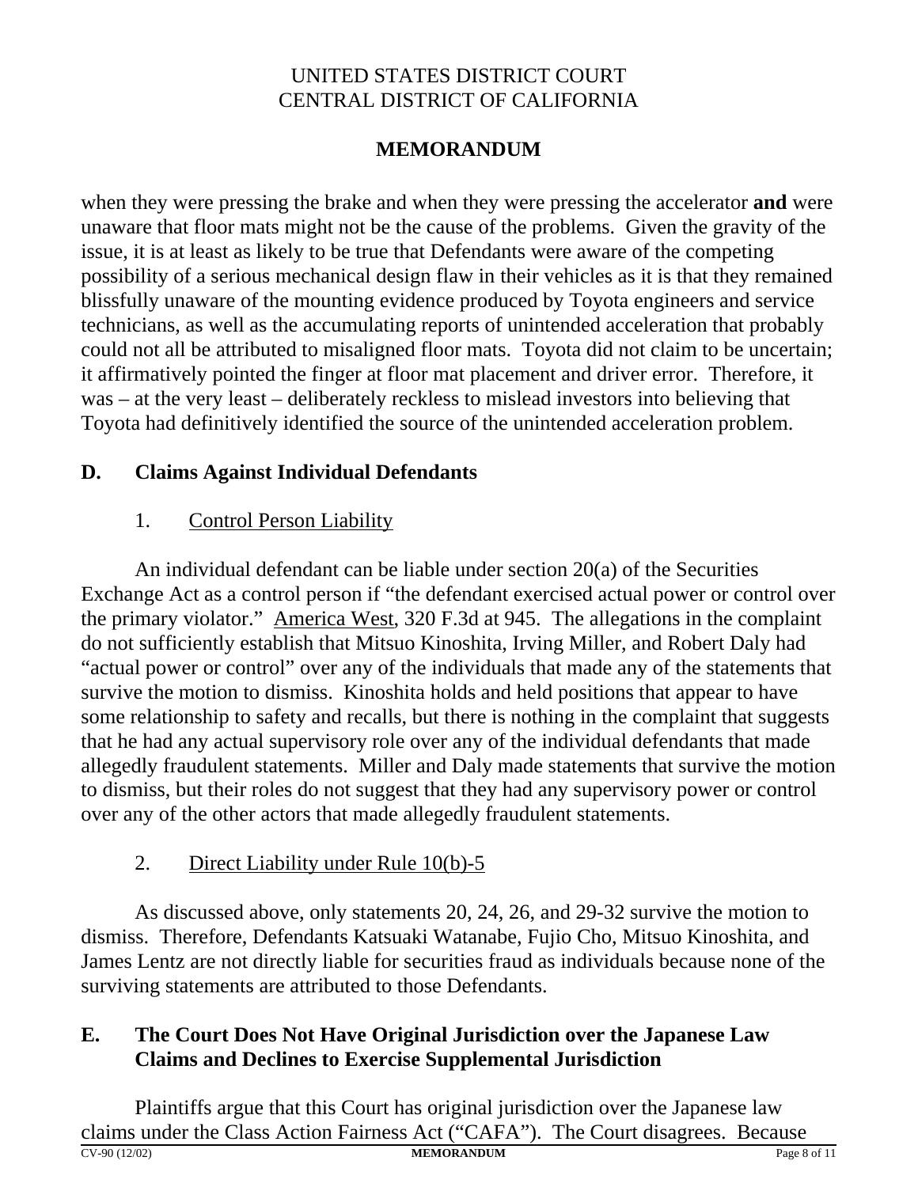when they were pressing the brake and when they were pressing the accelerator **and** were unaware that floor mats might not be the cause of the problems. Given the gravity of the issue, it is at least as likely to be true that Defendants were aware of the competing possibility of a serious mechanical design flaw in their vehicles as it is that they remained blissfully unaware of the mounting evidence produced by Toyota engineers and service technicians, as well as the accumulating reports of unintended acceleration that probably could not all be attributed to misaligned floor mats. Toyota did not claim to be uncertain; it affirmatively pointed the finger at floor mat placement and driver error. Therefore, it was – at the very least – deliberately reckless to mislead investors into believing that Toyota had definitively identified the source of the unintended acceleration problem.

## D. Claims Against Individual Defendants

### 1. Control Person Liability

An individual defendant can be liable under section 20(a) of the Securities Exchange Act as a control person if "the defendant exercised actual power or control over the primary violator." America West, 320 F.3d at 945. The allegations in the complaint do not sufficiently establish that Mitsuo Kinoshita, Irving Miller, and Robert Daly had "actual power or control" over any of the individuals that made any of the statements that survive the motion to dismiss. Kinoshita holds and held positions that appear to have some relationship to safety and recalls, but there is nothing in the complaint that suggests that he had any actual supervisory role over any of the individual defendants that made allegedly fraudulent statements. Miller and Daly made statements that survive the motion to dismiss, but their roles do not suggest that they had any supervisory power or control over any of the other actors that made allegedly fraudulent statements.

### 2. Direct Liability under Rule 10(b)-5

As discussed above, only statements 20, 24, 26, and 29-32 survive the motion to dismiss. Therefore, Defendants Katsuaki Watanabe, Fujio Cho, Mitsuo Kinoshita, and James Lentz are not directly liable for securities fraud as individuals because none of the surviving statements are attributed to those Defendants.

## E. The Court Does Not Have Original Jurisdiction over the Japanese Law Claims and Declines to Exercise Supplemental Jurisdiction

Plaintiffs argue that this Court has original jurisdiction over the Japanese law claims under the Class Action Fairness Act ("CAFA"). The Court disagrees. Because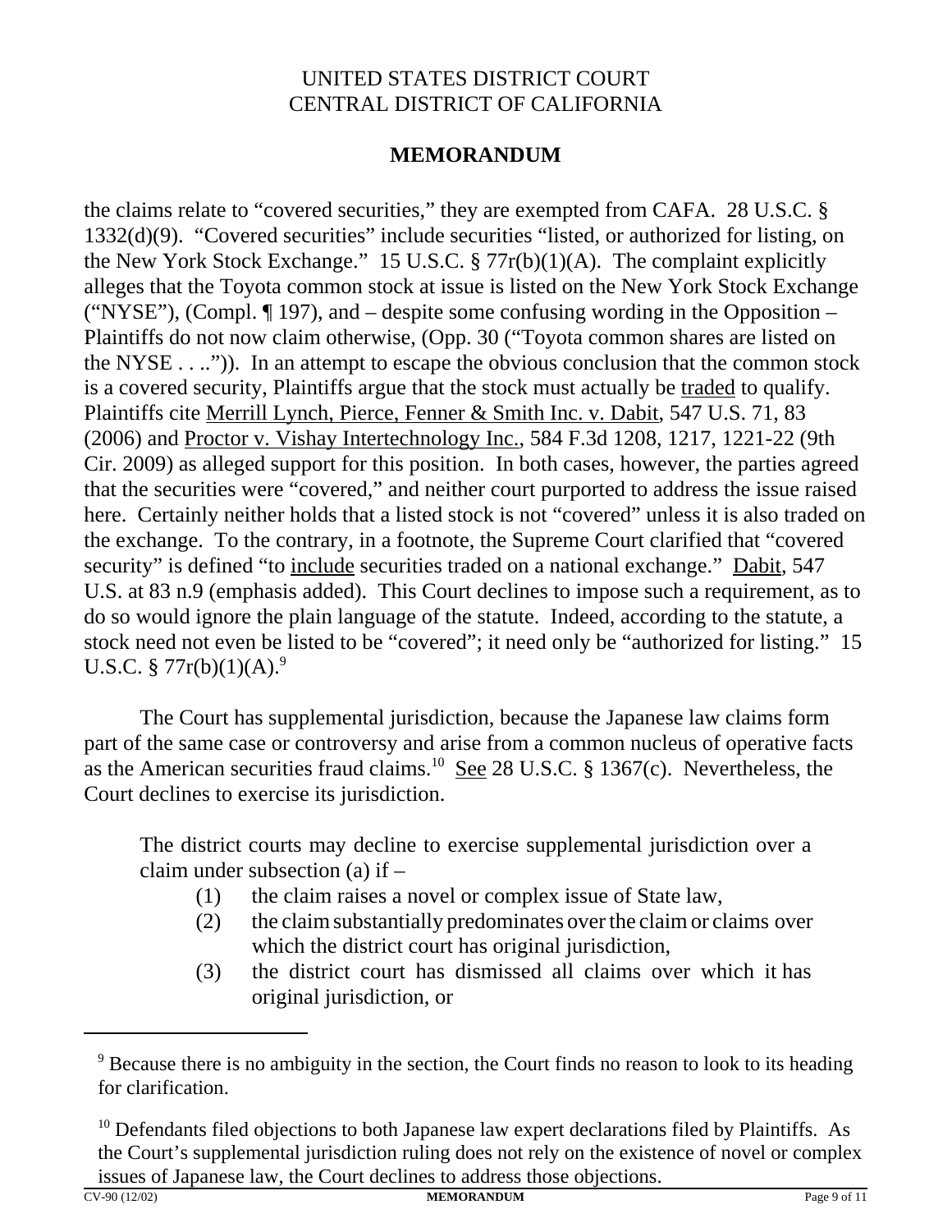the claims relate to "covered securities," they are exempted from CAFA. 28 U.S.C. § 1332(d)(9). "Covered securities" include securities "listed, or authorized for listing, on the New York Stock Exchange." 15 U.S.C. § 77r(b)(1)(A). The complaint explicitly alleges that the Toyota common stock at issue is listed on the New York Stock Exchange ("NYSE"), (Compl. ¶ 197), and – despite some confusing wording in the Opposition – Plaintiffs do not now claim otherwise, (Opp. 30 ("Toyota common shares are listed on the NYSE . . ..")). In an attempt to escape the obvious conclusion that the common stock is a covered security, Plaintiffs argue that the stock must actually be traded to qualify. Plaintiffs cite Merrill Lynch, Pierce, Fenner & Smith Inc. v. Dabit, 547 U.S. 71, 83 (2006) and Proctor v. Vishay Intertechnology Inc., 584 F.3d 1208, 1217, 1221-22 (9th Cir. 2009) as alleged support for this position. In both cases, however, the parties agreed that the securities were "covered," and neither court purported to address the issue raised here. Certainly neither holds that a listed stock is not "covered" unless it is also traded on the exchange. To the contrary, in a footnote, the Supreme Court clarified that "covered security" is defined "to include securities traded on a national exchange." Dabit, 547 U.S. at 83 n.9 (emphasis added). This Court declines to impose such a requirement, as to do so would ignore the plain language of the statute. Indeed, according to the statute, a stock need not even be listed to be "covered"; it need only be "authorized for listing." 15 U.S.C. § 77r(b)(1)(A).[9]

The Court has supplemental jurisdiction, because the Japanese law claims form part of the same case or controversy and arise from a common nucleus of operative facts as the American securities fraud claims.[10] See 28 U.S.C. § 1367(c). Nevertheless, the Court declines to exercise its jurisdiction.

> The district courts may decline to exercise supplemental jurisdiction over a claim under subsection (a) if –
>
> (1) the claim raises a novel or complex issue of State law,
>
> (2) the claim substantially predominates over the claim or claims over which the district court has original jurisdiction,
>
> (3) the district court has dismissed all claims over which it has original jurisdiction, or

---

[9] Because there is no ambiguity in the section, the Court finds no reason to look to its heading for clarification.

[10] Defendants filed objections to both Japanese law expert declarations filed by Plaintiffs. As the Court's supplemental jurisdiction ruling does not rely on the existence of novel or complex issues of Japanese law, the Court declines to address those objections.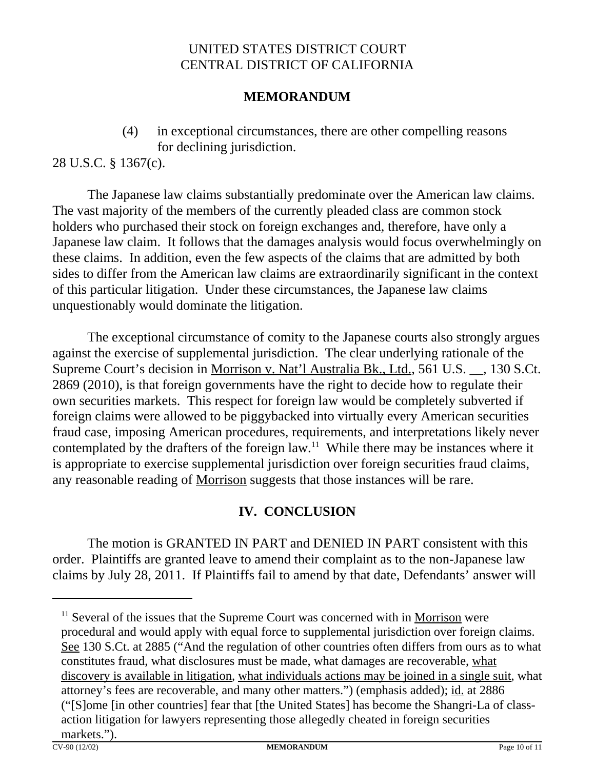(4) in exceptional circumstances, there are other compelling reasons for declining jurisdiction.

28 U.S.C. § 1367(c).

The Japanese law claims substantially predominate over the American law claims. The vast majority of the members of the currently pleaded class are common stock holders who purchased their stock on foreign exchanges and, therefore, have only a Japanese law claim. It follows that the damages analysis would focus overwhelmingly on these claims. In addition, even the few aspects of the claims that are admitted by both sides to differ from the American law claims are extraordinarily significant in the context of this particular litigation. Under these circumstances, the Japanese law claims unquestionably would dominate the litigation.

The exceptional circumstance of comity to the Japanese courts also strongly argues against the exercise of supplemental jurisdiction. The clear underlying rationale of the Supreme Court's decision in Morrison v. Nat'l Australia Bk., Ltd., 561 U.S. __, 130 S.Ct. 2869 (2010), is that foreign governments have the right to decide how to regulate their own securities markets. This respect for foreign law would be completely subverted if foreign claims were allowed to be piggybacked into virtually every American securities fraud case, imposing American procedures, requirements, and interpretations likely never contemplated by the drafters of the foreign law.[11] While there may be instances where it is appropriate to exercise supplemental jurisdiction over foreign securities fraud claims, any reasonable reading of Morrison suggests that those instances will be rare.

## IV. CONCLUSION

The motion is GRANTED IN PART and DENIED IN PART consistent with this order. Plaintiffs are granted leave to amend their complaint as to the non-Japanese law claims by July 28, 2011. If Plaintiffs fail to amend by that date, Defendants' answer will

---

[11] Several of the issues that the Supreme Court was concerned with in Morrison were procedural and would apply with equal force to supplemental jurisdiction over foreign claims. See 130 S.Ct. at 2885 ("And the regulation of other countries often differs from ours as to what constitutes fraud, what disclosures must be made, what damages are recoverable, what discovery is available in litigation, what individuals actions may be joined in a single suit, what attorney's fees are recoverable, and many other matters.") (emphasis added); id. at 2886 ("[S]ome [in other countries] fear that [the United States] has become the Shangri-La of class-action litigation for lawyers representing those allegedly cheated in foreign securities markets.").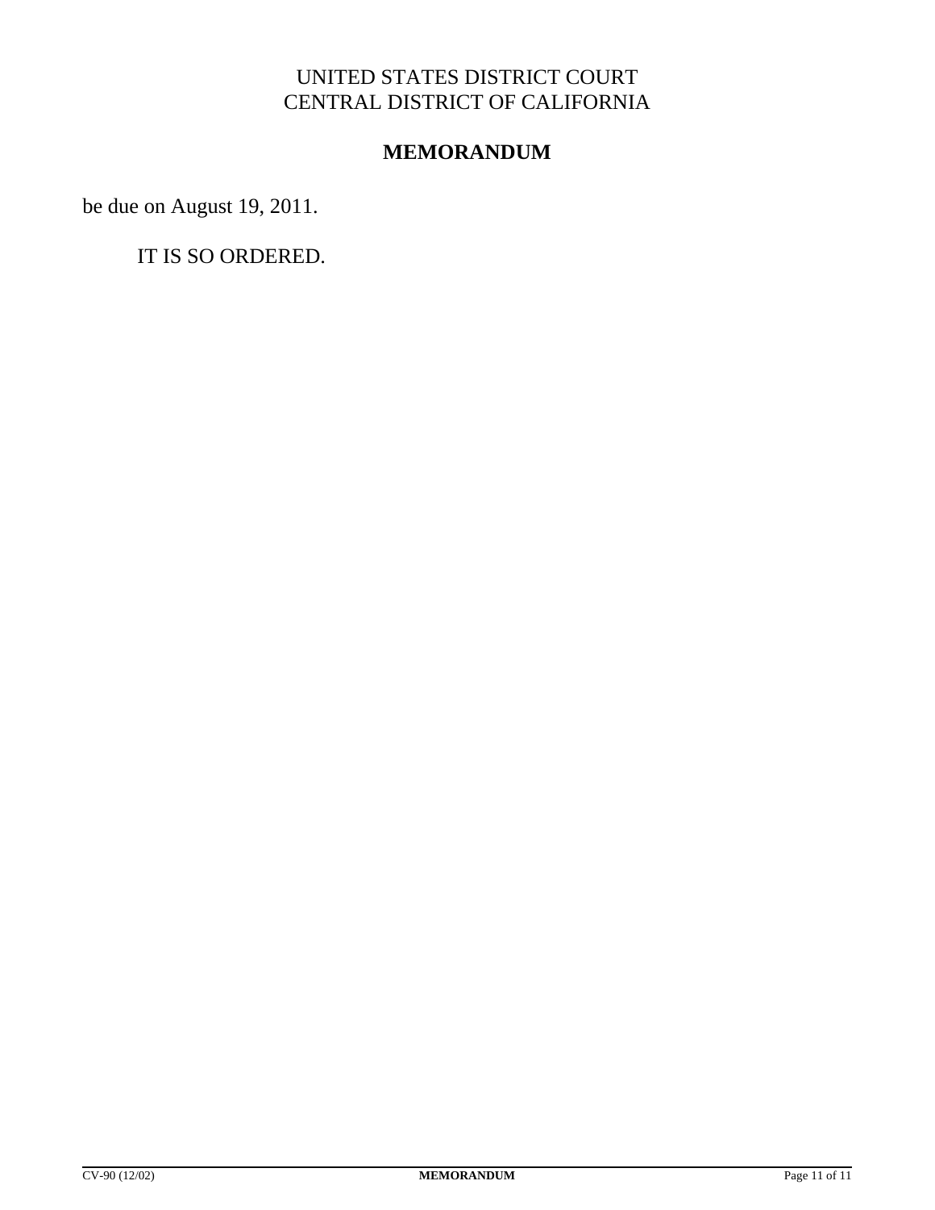be due on August 19, 2011.

IT IS SO ORDERED.